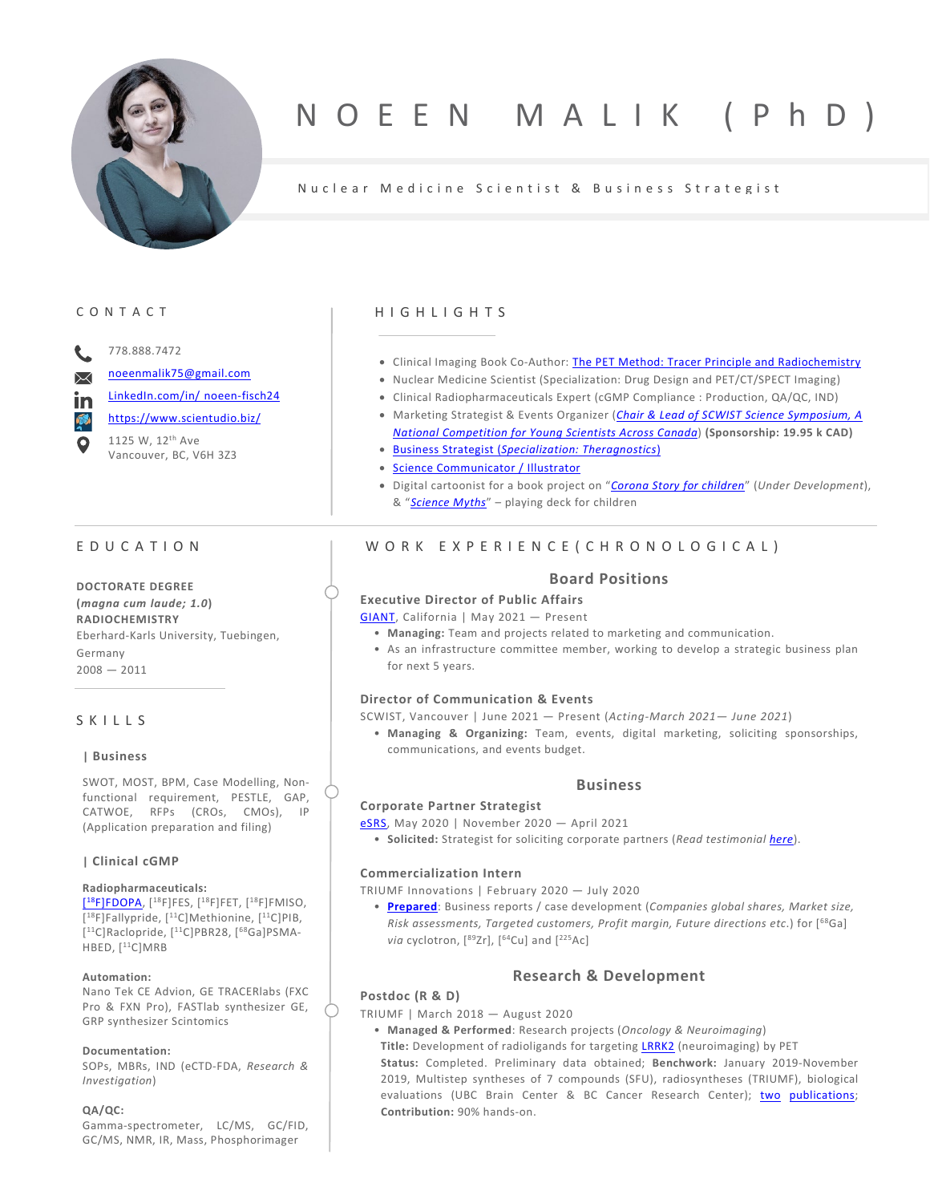# NOEEN MALIK (PhD)

Nuclear Medicine Scientist & Business Strategist

## CONTACT

778.888.7472

noeenmalik75@gmail.com

LinkedIn.com/in/ noeen-fisch24

https://www.scientudio.biz/

1125 W, 12th Ave
Vancouver, BC, V6H 3Z3

## HIGHLIGHTS

- Clinical Imaging Book Co-Author: The PET Method: Tracer Principle and Radiochemistry
- Nuclear Medicine Scientist (Specialization: Drug Design and PET/CT/SPECT Imaging)
- Clinical Radiopharmaceuticals Expert (cGMP Compliance : Production, QA/QC, IND)
- Marketing Strategist & Events Organizer (*Chair & Lead of SCWIST Science Symposium, A National Competition for Young Scientists Across Canada*) **(Sponsorship: 19.95 k CAD)**
- Business Strategist (*Specialization: Theragnostics*)
- Science Communicator / Illustrator
- Digital cartoonist for a book project on "*Corona Story for children*" (*Under Development*), & "*Science Myths*" – playing deck for children

## EDUCATION

**DOCTORATE DEGREE**
**(*magna cum laude; 1.0*)**
**RADIOCHEMISTRY**
Eberhard-Karls University, Tuebingen, Germany
2008 — 2011

## SKILLS

### | Business

SWOT, MOST, BPM, Case Modelling, Non-functional requirement, PESTLE, GAP, CATWOE, RFPs (CROs, CMOs), IP (Application preparation and filing)

### | Clinical cGMP

**Radiopharmaceuticals:**
[$^{18}$F]FDOPA, [$^{18}$F]FES, [$^{18}$F]FET, [$^{18}$F]FMISO, [$^{18}$F]Fallypride, [$^{11}$C]Methionine, [$^{11}$C]PIB, [$^{11}$C]Raclopride, [$^{11}$C]PBR28, [$^{68}$Ga]PSMA-HBED, [$^{11}$C]MRB

**Automation:**
Nano Tek CE Advion, GE TRACERlabs (FXC Pro & FXN Pro), FASTlab synthesizer GE, GRP synthesizer Scintomics

**Documentation:**
SOPs, MBRs, IND (eCTD-FDA, *Research & Investigation*)

**QA/QC:**
Gamma-spectrometer, LC/MS, GC/FID, GC/MS, NMR, IR, Mass, Phosphorimager

## WORK EXPERIENCE (CHRONOLOGICAL)

### Board Positions

**Executive Director of Public Affairs**
GIANT, California | May 2021 — Present

- **Managing:** Team and projects related to marketing and communication.
- As an infrastructure committee member, working to develop a strategic business plan for next 5 years.

**Director of Communication & Events**
SCWIST, Vancouver | June 2021 — Present (*Acting-March 2021— June 2021*)

- **Managing & Organizing:** Team, events, digital marketing, soliciting sponsorships, communications, and events budget.

### Business

**Corporate Partner Strategist**
eSRS, May 2020 | November 2020 — April 2021

- **Solicited:** Strategist for soliciting corporate partners (*Read testimonial here*).

**Commercialization Intern**
TRIUMF Innovations | February 2020 — July 2020

- **Prepared**: Business reports / case development (*Companies global shares, Market size, Risk assessments, Targeted customers, Profit margin, Future directions etc.*) for [$^{68}$Ga] *via* cyclotron, [$^{89}$Zr], [$^{64}$Cu] and [$^{225}$Ac]

### Research & Development

**Postdoc (R & D)**
TRIUMF | March 2018 — August 2020

- **Managed & Performed**: Research projects (*Oncology & Neuroimaging*)
  **Title:** Development of radioligands for targeting LRRK2 (neuroimaging) by PET
  **Status:** Completed. Preliminary data obtained; **Benchwork:** January 2019-November 2019, Multistep syntheses of 7 compounds (SFU), radiosyntheses (TRIUMF), biological evaluations (UBC Brain Center & BC Cancer Research Center); two publications;
  **Contribution:** 90% hands-on.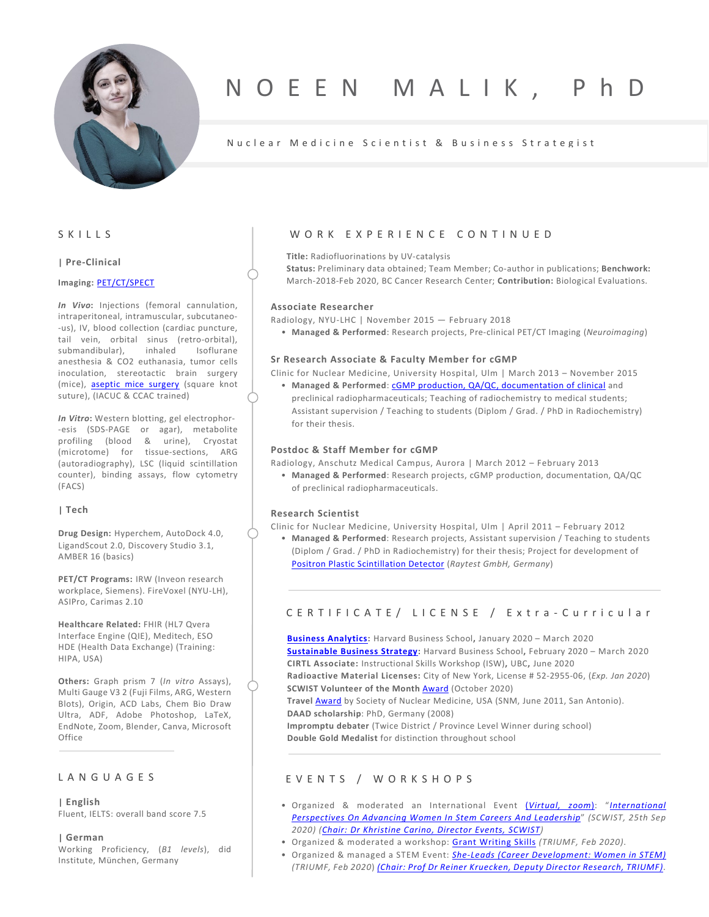# NOEEN MALIK, PhD

Nuclear Medicine Scientist & Business Strategist

## SKILLS

### | Pre-Clinical

**Imaging:** PET/CT/SPECT

***In Vivo*:** Injections (femoral cannulation, intraperitoneal, intramuscular, subcutaneo--us), IV, blood collection (cardiac puncture, tail vein, orbital sinus (retro-orbital), submandibular), inhaled Isoflurane anesthesia & $CO_2$ euthanasia, tumor cells inoculation, stereotactic brain surgery (mice), aseptic mice surgery (square knot suture), (IACUC & CCAC trained)

***In Vitro*:** Western blotting, gel electrophor--esis (SDS-PAGE or agar), metabolite profiling (blood & urine), Cryostat (microtome) for tissue-sections, ARG (autoradiography), LSC (liquid scintillation counter), binding assays, flow cytometry (FACS)

### | Tech

**Drug Design:** Hyperchem, AutoDock 4.0, LigandScout 2.0, Discovery Studio 3.1, AMBER 16 (basics)

**PET/CT Programs:** IRW (Inveon research workplace, Siemens). FireVoxel (NYU-LH), ASIPro, Carimas 2.10

**Healthcare Related:** FHIR (HL7 Qvera Interface Engine (QIE), Meditech, ESO HDE (Health Data Exchange) (Training: HIPA, USA)

**Others:** Graph prism 7 (*In vitro* Assays), Multi Gauge V3 2 (Fuji Films, ARG, Western Blots), Origin, ACD Labs, Chem Bio Draw Ultra, ADF, Adobe Photoshop, LaTeX, EndNote, Zoom, Blender, Canva, Microsoft Office

## LANGUAGES

### | English

Fluent, IELTS: overall band score 7.5

### | German

Working Proficiency, (*B1 levels*), did Institute, München, Germany

## WORK EXPERIENCE CONTINUED

**Title:** Radiofluorinations by UV-catalysis
**Status:** Preliminary data obtained; Team Member; Co-author in publications; **Benchwork:** March-2018-Feb 2020, BC Cancer Research Center; **Contribution:** Biological Evaluations.

### Associate Researcher

Radiology, NYU-LHC | November 2015 — February 2018

- **Managed & Performed**: Research projects, Pre-clinical PET/CT Imaging (*Neuroimaging*)

### Sr Research Associate & Faculty Member for cGMP

Clinic for Nuclear Medicine, University Hospital, Ulm | March 2013 – November 2015

- **Managed & Performed**: cGMP production, QA/QC, documentation of clinical and preclinical radiopharmaceuticals; Teaching of radiochemistry to medical students; Assistant supervision / Teaching to students (Diplom / Grad. / PhD in Radiochemistry) for their thesis.

### Postdoc & Staff Member for cGMP

Radiology, Anschutz Medical Campus, Aurora | March 2012 – February 2013

- **Managed & Performed**: Research projects, cGMP production, documentation, QA/QC of preclinical radiopharmaceuticals.

### Research Scientist

Clinic for Nuclear Medicine, University Hospital, Ulm | April 2011 – February 2012

- **Managed & Performed**: Research projects, Assistant supervision / Teaching to students (Diplom / Grad. / PhD in Radiochemistry) for their thesis; Project for development of Positron Plastic Scintillation Detector (*Raytest GmbH, Germany*)

## CERTIFICATE / LICENSE / Extra-Curricular

**Business Analytics:** Harvard Business School, January 2020 – March 2020
**Sustainable Business Strategy:** Harvard Business School, February 2020 – March 2020
**CIRTL Associate:** Instructional Skills Workshop (ISW), UBC, June 2020
**Radioactive Material Licenses:** City of New York, License # 52-2955-06, (*Exp. Jan 2020*)
**SCWIST Volunteer of the Month** Award (October 2020)
**Travel** Award by Society of Nuclear Medicine, USA (SNM, June 2011, San Antonio).
**DAAD scholarship**: PhD, Germany (2008)
**Impromptu debater** (Twice District / Province Level Winner during school)
**Double Gold Medalist** for distinction throughout school

## EVENTS / WORKSHOPS

- Organized & moderated an International Event (*Virtual, zoom*): "*International Perspectives On Advancing Women In Stem Careers And Leadership*" (*SCWIST, 25th Sep 2020*) (*Chair: Dr Khristine Carino, Director Events, SCWIST*)
- Organized & moderated a workshop: Grant Writing Skills (*TRIUMF, Feb 2020*).
- Organized & managed a STEM Event: *She-Leads (Career Development: Women in STEM)* (*TRIUMF, Feb 2020*) *(Chair: Prof Dr Reiner Kruecken, Deputy Director Research, TRIUMF)*.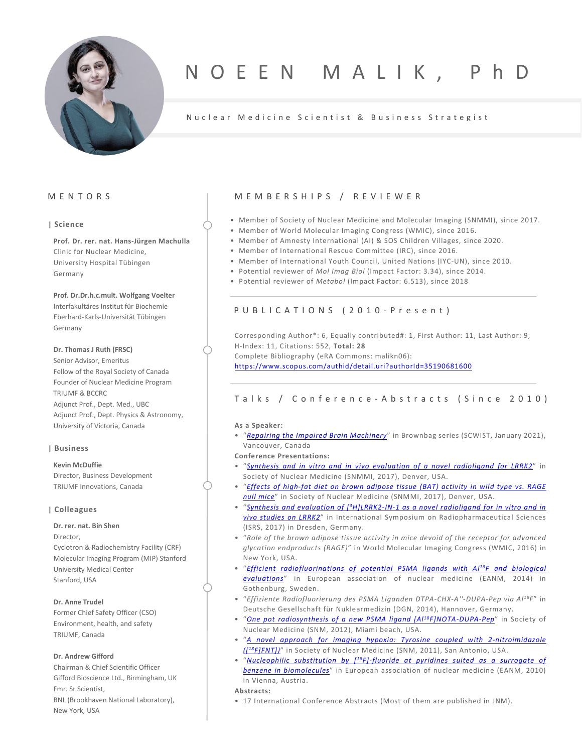# NOEEN MALIK, PhD

Nuclear Medicine Scientist & Business Strategist

## MENTORS

### | Science

**Prof. Dr. rer. nat. Hans-Jürgen Machulla**
Clinic for Nuclear Medicine,
University Hospital Tübingen
Germany

**Prof. Dr.Dr.h.c.mult. Wolfgang Voelter**
Interfakultäres Institut für Biochemie
Eberhard-Karls-Universität Tübingen
Germany

**Dr. Thomas J Ruth (FRSC)**
Senior Advisor, Emeritus
Fellow of the Royal Society of Canada
Founder of Nuclear Medicine Program
TRIUMF & BCCRC
Adjunct Prof., Dept. Med., UBC
Adjunct Prof., Dept. Physics & Astronomy,
University of Victoria, Canada

### | Business

**Kevin McDuffie**
Director, Business Development
TRIUMF Innovations, Canada

### | Colleagues

**Dr. rer. nat. Bin Shen**
Director,
Cyclotron & Radiochemistry Facility (CRF)
Molecular Imaging Program (MIP) Stanford
University Medical Center
Stanford, USA

**Dr. Anne Trudel**
Former Chief Safety Officer (CSO)
Environment, health, and safety
TRIUMF, Canada

**Dr. Andrew Gifford**
Chairman & Chief Scientific Officer
Gifford Bioscience Ltd., Birmingham, UK
Fmr. Sr Scientist,
BNL (Brookhaven National Laboratory),
New York, USA

## MEMBERSHIPS / REVIEWER

- Member of Society of Nuclear Medicine and Molecular Imaging (SNMMI), since 2017.
- Member of World Molecular Imaging Congress (WMIC), since 2016.
- Member of Amnesty International (AI) & SOS Children Villages, since 2020.
- Member of International Rescue Committee (IRC), since 2016.
- Member of International Youth Council, United Nations (IYC-UN), since 2010.
- Potential reviewer of *Mol Imag Biol* (Impact Factor: 3.34), since 2014.
- Potential reviewer of *Metabol* (Impact Factor: 6.513), since 2018

## PUBLICATIONS (2010-Present)

Corresponding Author*: 6, Equally contributed#: 1, First Author: 11, Last Author: 9,
H-Index: 11, Citations: 552, **Total: 28**
Complete Bibliography (eRA Commons: malikn06):
https://www.scopus.com/authid/detail.uri?authorId=35190681600

## Talks / Conference-Abstracts (Since 2010)

**As a Speaker:**

- "*Repairing the Impaired Brain Machinery*" in Brownbag series (SCWIST, January 2021), Vancouver, Canada

**Conference Presentations:**

- "*Synthesis and in vitro and in vivo evaluation of a novel radioligand for LRRK2*" in Society of Nuclear Medicine (SNMMI, 2017), Denver, USA.
- "*Effects of high-fat diet on brown adipose tissue (BAT) activity in wild type vs. RAGE null mice*" in Society of Nuclear Medicine (SNMMI, 2017), Denver, USA.
- "*Synthesis and evaluation of [$^{3}$H]LRRK2-IN-1 as a novel radioligand for in vitro and in vivo studies on LRRK2*" in International Symposium on Radiopharmaceutical Sciences (ISRS, 2017) in Dresden, Germany.
- "*Role of the brown adipose tissue activity in mice devoid of the receptor for advanced glycation endproducts (RAGE)*" in World Molecular Imaging Congress (WMIC, 2016) in New York, USA.
- "*Efficient radiofluorinations of potential PSMA ligands with Al$^{18}$F and biological evaluations*" in European association of nuclear medicine (EANM, 2014) in Gothenburg, Sweden.
- "*Effiziente Radiofluorierung des PSMA Liganden DTPA-CHX-A''-DUPA-Pep via Al$^{18}$F*" in Deutsche Gesellschaft für Nuklearmedizin (DGN, 2014), Hannover, Germany.
- "*One pot radiosynthesis of a new PSMA ligand [Al$^{18}$F]NOTA-DUPA-Pep*" in Society of Nuclear Medicine (SNM, 2012), Miami beach, USA.
- "*A novel approach for imaging hypoxia: Tyrosine coupled with 2-nitroimidazole ([$^{18}$F]FNT])*" in Society of Nuclear Medicine (SNM, 2011), San Antonio, USA.
- "*Nucleophilic substitution by [$^{18}$F]-fluoride at pyridines suited as a surrogate of benzene in biomolecules*" in European association of nuclear medicine (EANM, 2010) in Vienna, Austria.

**Abstracts:**

- 17 International Conference Abstracts (Most of them are published in JNM).